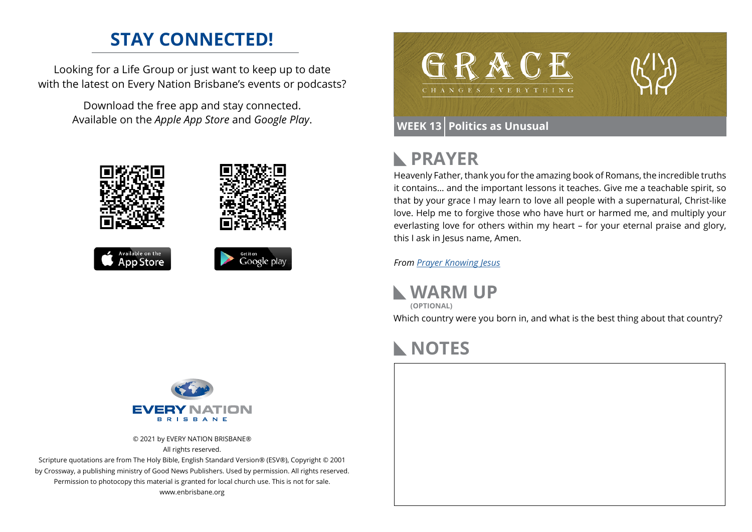## STAY CONNECTED!

Looking for a Life Group or just want to keep up to date with the latest on Every Nation Brisbane's events or podcasts?

Download the free app and stay connected. Available on the *Apple App Store* and *Google Play*.

Available on the App Store

Get it on Google play

EVERY NATION BRISBANE

© 2021 by EVERY NATION BRISBANE®
All rights reserved.
Scripture quotations are from The Holy Bible, English Standard Version® (ESV®), Copyright © 2001 by Crossway, a publishing ministry of Good News Publishers. Used by permission. All rights reserved. Permission to photocopy this material is granted for local church use. This is not for sale.
www.enbrisbane.org

# GRACE
CHANGES EVERYTHING

**WEEK 13** | **Politics as Unusual**

## PRAYER

Heavenly Father, thank you for the amazing book of Romans, the incredible truths it contains... and the important lessons it teaches. Give me a teachable spirit, so that by your grace I may learn to love all people with a supernatural, Christ-like love. Help me to forgive those who have hurt or harmed me, and multiply your everlasting love for others within my heart – for your eternal praise and glory, this I ask in Jesus name, Amen.

*From* *Prayer Knowing Jesus*

## WARM UP
**(OPTIONAL)**

Which country were you born in, and what is the best thing about that country?

## NOTES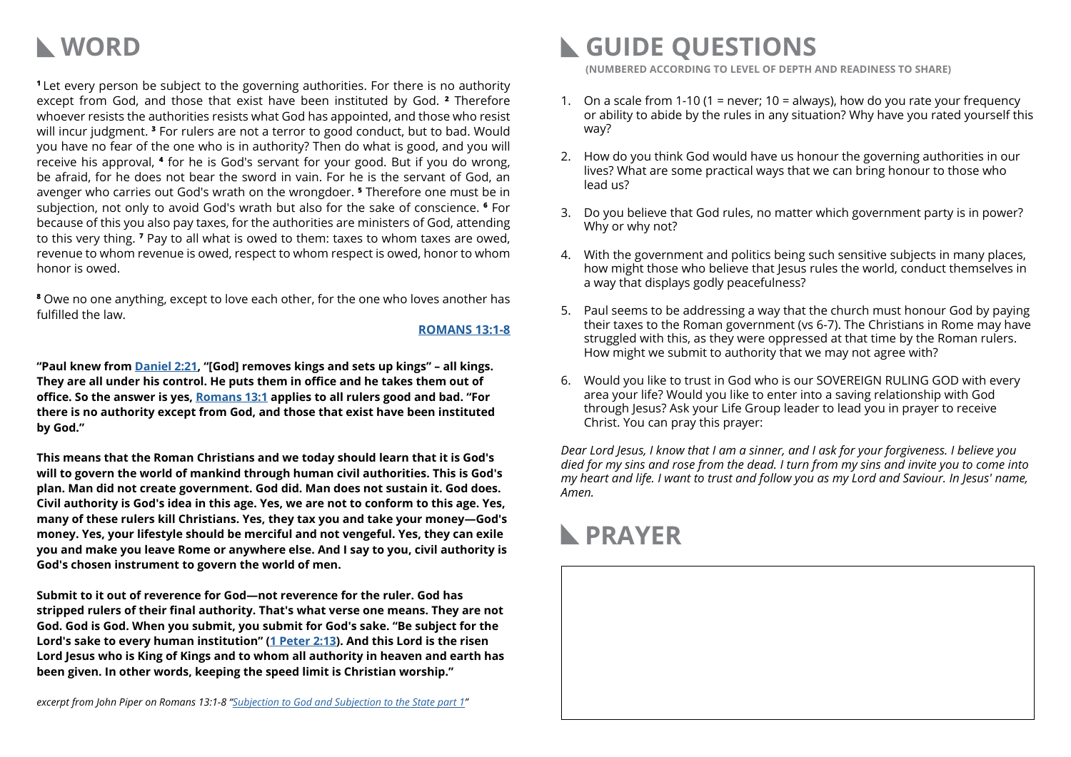## WORD

[1] Let every person be subject to the governing authorities. For there is no authority except from God, and those that exist have been instituted by God. [2] Therefore whoever resists the authorities resists what God has appointed, and those who resist will incur judgment. [3] For rulers are not a terror to good conduct, but to bad. Would you have no fear of the one who is in authority? Then do what is good, and you will receive his approval, [4] for he is God's servant for your good. But if you do wrong, be afraid, for he does not bear the sword in vain. For he is the servant of God, an avenger who carries out God's wrath on the wrongdoer. [5] Therefore one must be in subjection, not only to avoid God's wrath but also for the sake of conscience. [6] For because of this you also pay taxes, for the authorities are ministers of God, attending to this very thing. [7] Pay to all what is owed to them: taxes to whom taxes are owed, revenue to whom revenue is owed, respect to whom respect is owed, honor to whom honor is owed.

[8] Owe no one anything, except to love each other, for the one who loves another has fulfilled the law.

**ROMANS 13:1-8**

**"Paul knew from Daniel 2:21, "[God] removes kings and sets up kings" – all kings. They are all under his control. He puts them in office and he takes them out of office. So the answer is yes, Romans 13:1 applies to all rulers good and bad. "For there is no authority except from God, and those that exist have been instituted by God."**

**This means that the Roman Christians and we today should learn that it is God's will to govern the world of mankind through human civil authorities. This is God's plan. Man did not create government. God did. Man does not sustain it. God does. Civil authority is God's idea in this age. Yes, we are not to conform to this age. Yes, many of these rulers kill Christians. Yes, they tax you and take your money—God's money. Yes, your lifestyle should be merciful and not vengeful. Yes, they can exile you and make you leave Rome or anywhere else. And I say to you, civil authority is God's chosen instrument to govern the world of men.**

**Submit to it out of reverence for God—not reverence for the ruler. God has stripped rulers of their final authority. That's what verse one means. They are not God. God is God. When you submit, you submit for God's sake. "Be subject for the Lord's sake to every human institution" (1 Peter 2:13). And this Lord is the risen Lord Jesus who is King of Kings and to whom all authority in heaven and earth has been given. In other words, keeping the speed limit is Christian worship."**

*excerpt from John Piper on Romans 13:1-8 "Subjection to God and Subjection to the State part 1"*

## GUIDE QUESTIONS

**(NUMBERED ACCORDING TO LEVEL OF DEPTH AND READINESS TO SHARE)**

1. On a scale from 1-10 (1 = never; 10 = always), how do you rate your frequency or ability to abide by the rules in any situation? Why have you rated yourself this way?
2. How do you think God would have us honour the governing authorities in our lives? What are some practical ways that we can bring honour to those who lead us?
3. Do you believe that God rules, no matter which government party is in power? Why or why not?
4. With the government and politics being such sensitive subjects in many places, how might those who believe that Jesus rules the world, conduct themselves in a way that displays godly peacefulness?
5. Paul seems to be addressing a way that the church must honour God by paying their taxes to the Roman government (vs 6-7). The Christians in Rome may have struggled with this, as they were oppressed at that time by the Roman rulers. How might we submit to authority that we may not agree with?
6. Would you like to trust in God who is our SOVEREIGN RULING GOD with every area your life? Would you like to enter into a saving relationship with God through Jesus? Ask your Life Group leader to lead you in prayer to receive Christ. You can pray this prayer:

*Dear Lord Jesus, I know that I am a sinner, and I ask for your forgiveness. I believe you died for my sins and rose from the dead. I turn from my sins and invite you to come into my heart and life. I want to trust and follow you as my Lord and Saviour. In Jesus' name, Amen.*

## PRAYER